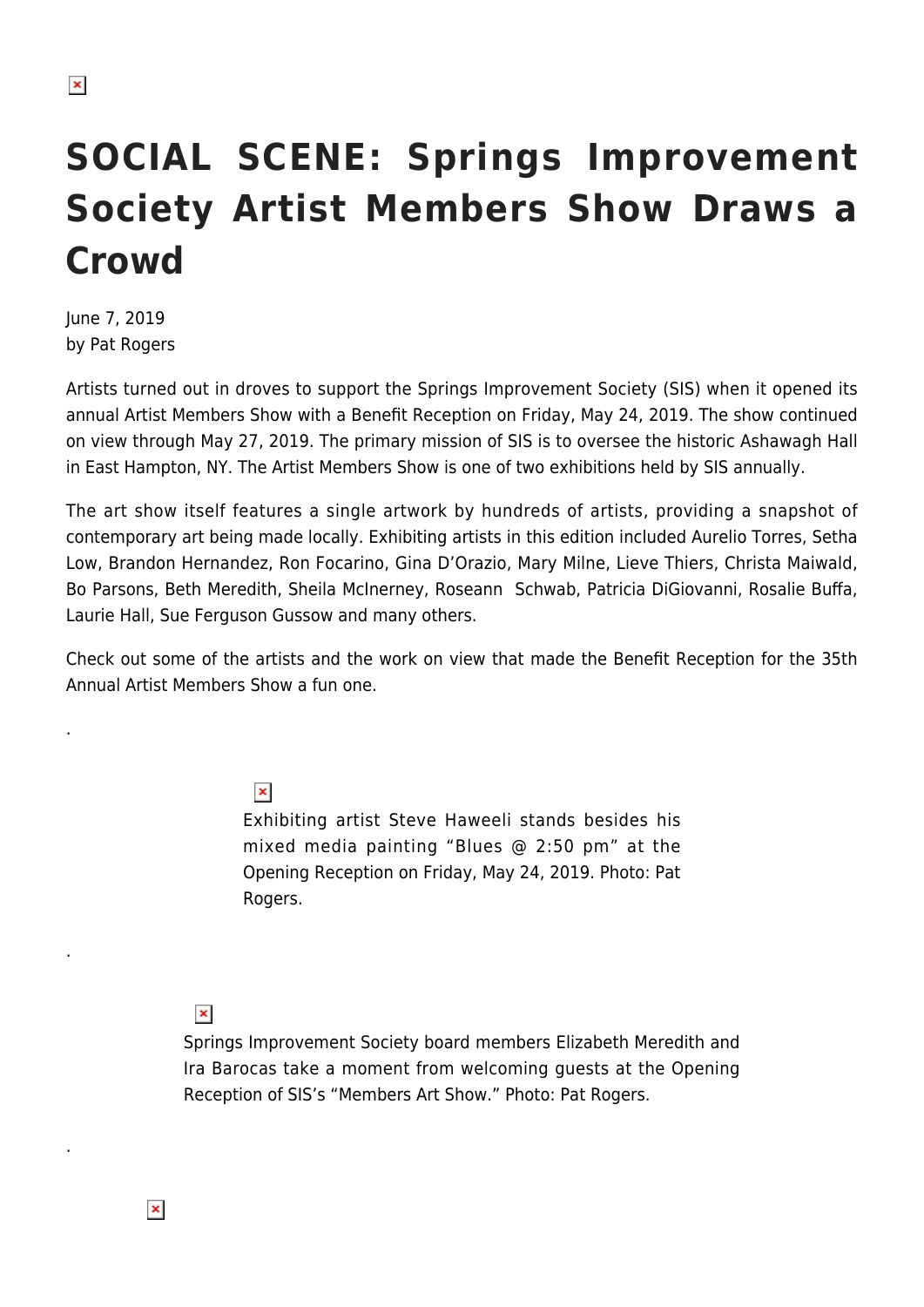# SOCIAL SCENE: Springs Improvement Society Artist Members Show Draws a Crowd

June 7, 2019
by Pat Rogers

Artists turned out in droves to support the Springs Improvement Society (SIS) when it opened its annual Artist Members Show with a Benefit Reception on Friday, May 24, 2019. The show continued on view through May 27, 2019. The primary mission of SIS is to oversee the historic Ashawagh Hall in East Hampton, NY. The Artist Members Show is one of two exhibitions held by SIS annually.

The art show itself features a single artwork by hundreds of artists, providing a snapshot of contemporary art being made locally. Exhibiting artists in this edition included Aurelio Torres, Setha Low, Brandon Hernandez, Ron Focarino, Gina D'Orazio, Mary Milne, Lieve Thiers, Christa Maiwald, Bo Parsons, Beth Meredith, Sheila McInerney, Roseann Schwab, Patricia DiGiovanni, Rosalie Buffa, Laurie Hall, Sue Ferguson Gussow and many others.

Check out some of the artists and the work on view that made the Benefit Reception for the 35th Annual Artist Members Show a fun one.

.

Exhibiting artist Steve Haweeli stands besides his mixed media painting "Blues @ 2:50 pm" at the Opening Reception on Friday, May 24, 2019. Photo: Pat Rogers.

.

Springs Improvement Society board members Elizabeth Meredith and Ira Barocas take a moment from welcoming guests at the Opening Reception of SIS's "Members Art Show." Photo: Pat Rogers.

.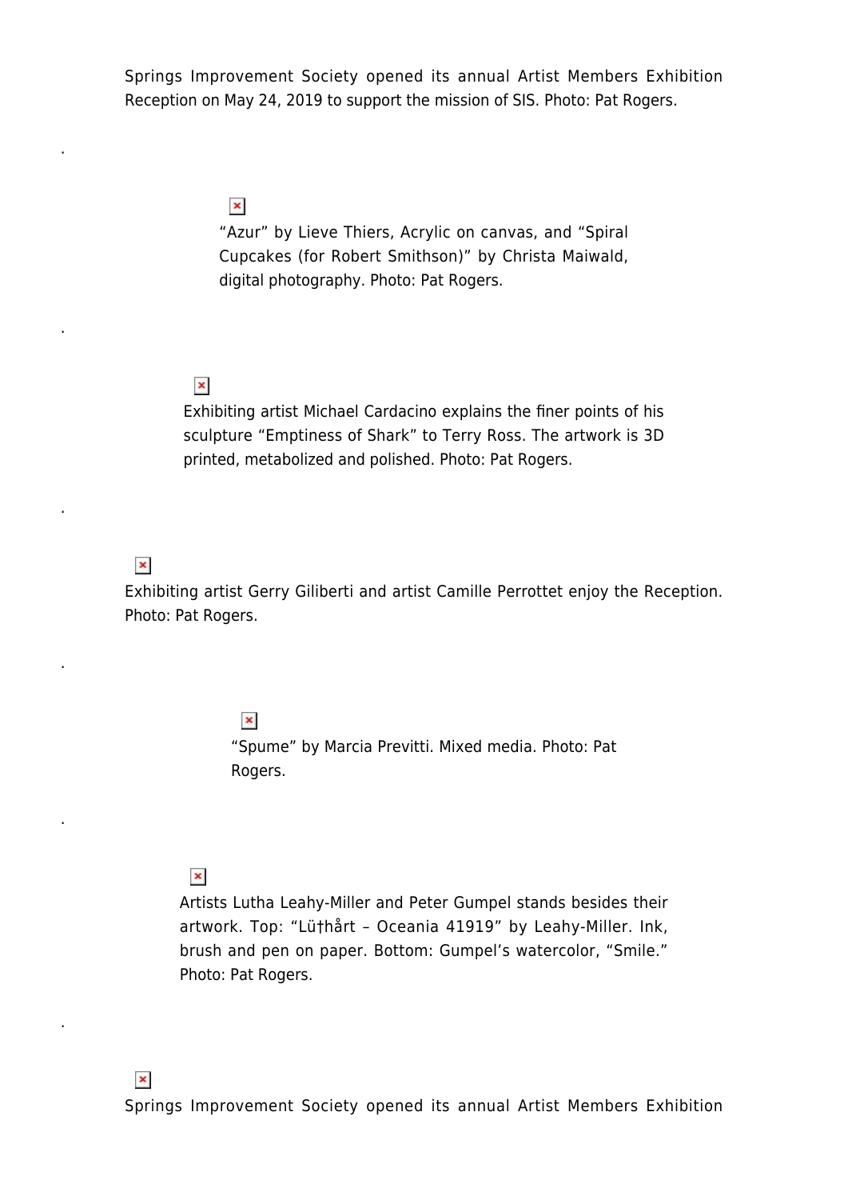Springs Improvement Society opened its annual Artist Members Exhibition Reception on May 24, 2019 to support the mission of SIS. Photo: Pat Rogers.

.

“Azur” by Lieve Thiers, Acrylic on canvas, and “Spiral Cupcakes (for Robert Smithson)” by Christa Maiwald, digital photography. Photo: Pat Rogers.

.

Exhibiting artist Michael Cardacino explains the finer points of his sculpture “Emptiness of Shark” to Terry Ross. The artwork is 3D printed, metabolized and polished. Photo: Pat Rogers.

.

Exhibiting artist Gerry Giliberti and artist Camille Perrottet enjoy the Reception. Photo: Pat Rogers.

.

“Spume” by Marcia Previtti. Mixed media. Photo: Pat Rogers.

.

Artists Lutha Leahy-Miller and Peter Gumpel stands besides their artwork. Top: “Lü†hårt – Oceania 41919” by Leahy-Miller. Ink, brush and pen on paper. Bottom: Gumpel’s watercolor, “Smile.” Photo: Pat Rogers.

.

Springs Improvement Society opened its annual Artist Members Exhibition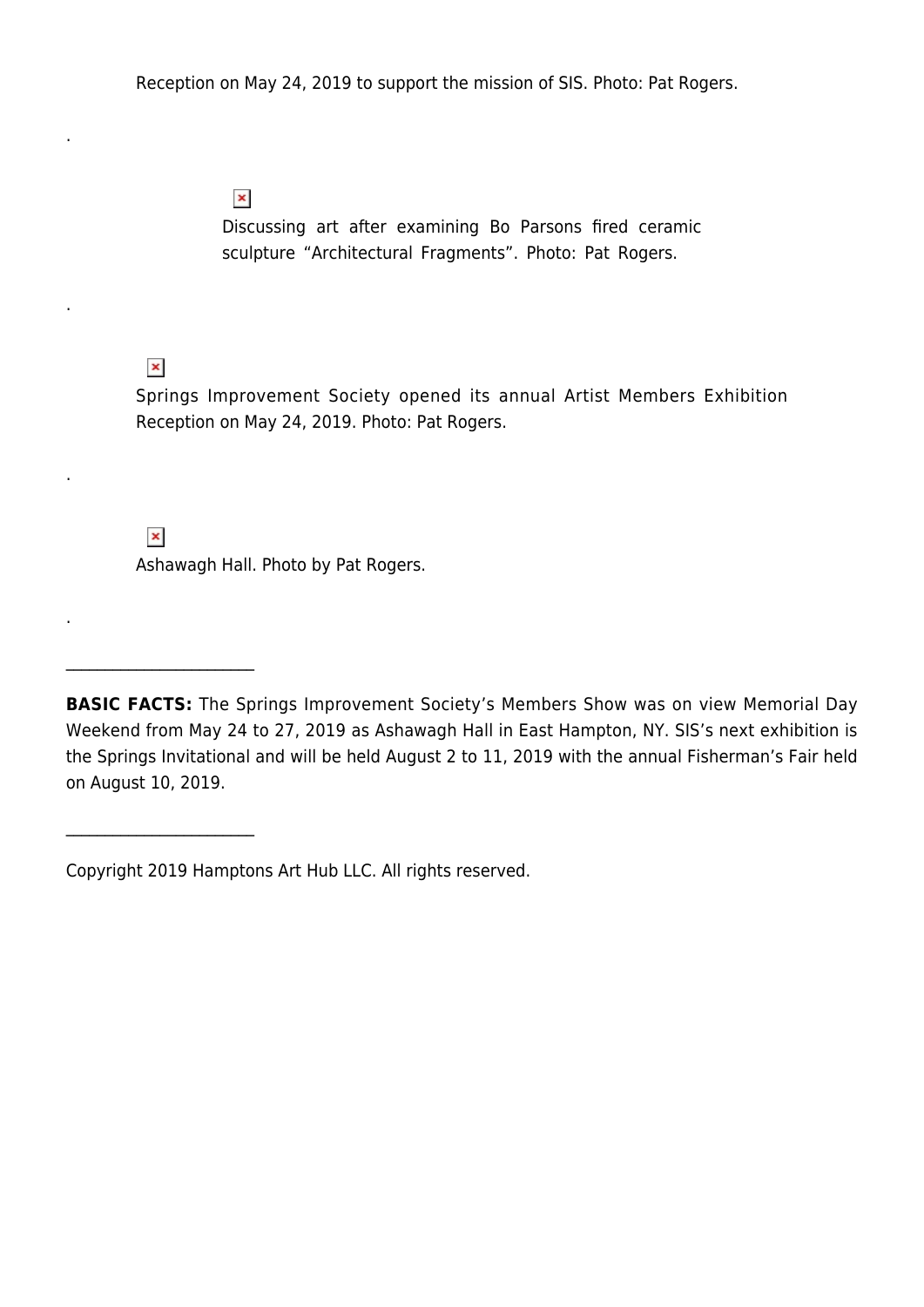Reception on May 24, 2019 to support the mission of SIS. Photo: Pat Rogers.

.

Discussing art after examining Bo Parsons fired ceramic sculpture “Architectural Fragments”. Photo: Pat Rogers.

.

Springs Improvement Society opened its annual Artist Members Exhibition Reception on May 24, 2019. Photo: Pat Rogers.

.

Ashawagh Hall. Photo by Pat Rogers.

.

---

**BASIC FACTS:** The Springs Improvement Society’s Members Show was on view Memorial Day Weekend from May 24 to 27, 2019 as Ashawagh Hall in East Hampton, NY. SIS’s next exhibition is the Springs Invitational and will be held August 2 to 11, 2019 with the annual Fisherman’s Fair held on August 10, 2019.

---

Copyright 2019 Hamptons Art Hub LLC. All rights reserved.